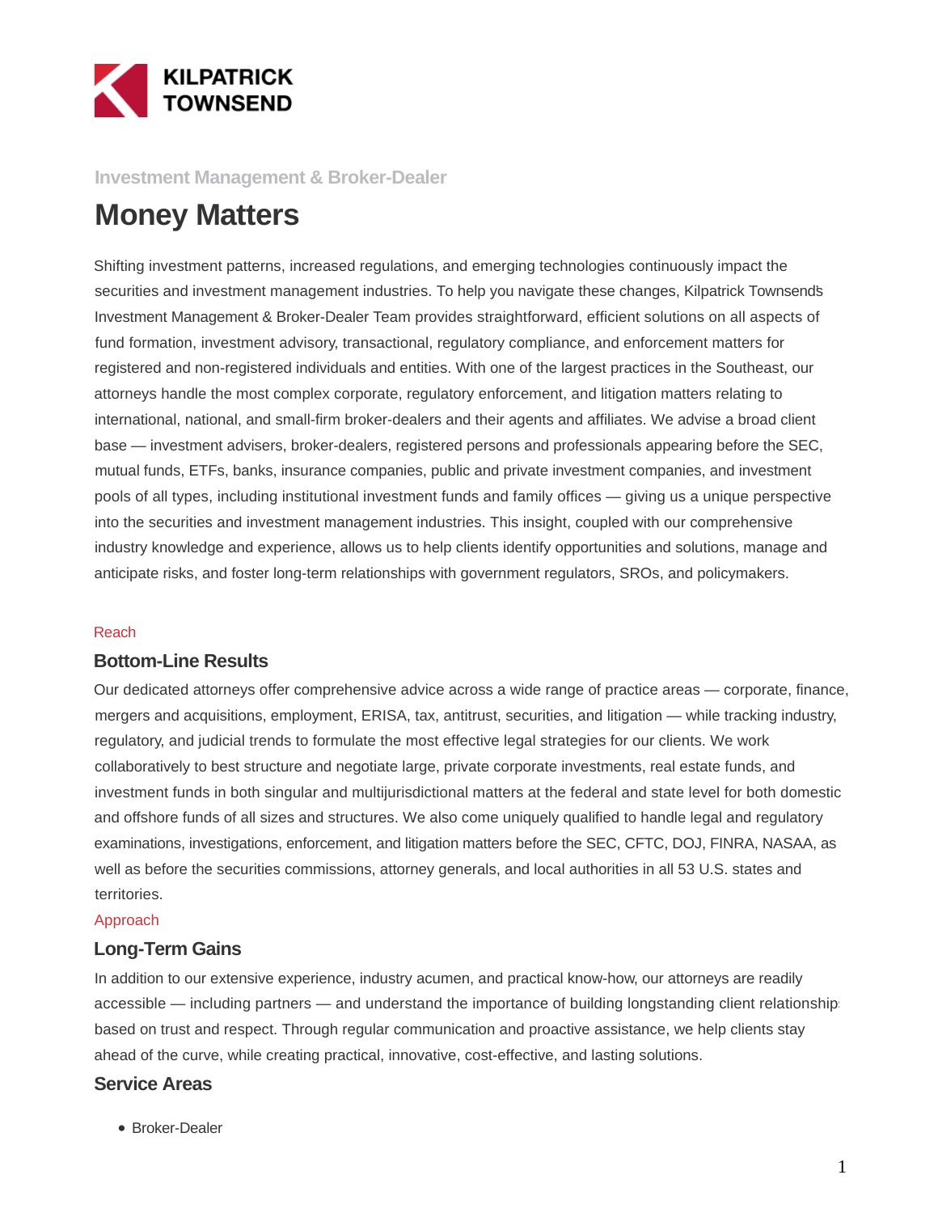KILPATRICK TOWNSEND

Investment Management & Broker-Dealer

# Money Matters

Shifting investment patterns, increased regulations, and emerging technologies continuously impact the securities and investment management industries. To help you navigate these changes, Kilpatrick Townsend's Investment Management & Broker-Dealer Team provides straightforward, efficient solutions on all aspects of fund formation, investment advisory, transactional, regulatory compliance, and enforcement matters for registered and non-registered individuals and entities. With one of the largest practices in the Southeast, our attorneys handle the most complex corporate, regulatory enforcement, and litigation matters relating to international, national, and small-firm broker-dealers and their agents and affiliates. We advise a broad client base — investment advisers, broker-dealers, registered persons and professionals appearing before the SEC, mutual funds, ETFs, banks, insurance companies, public and private investment companies, and investment pools of all types, including institutional investment funds and family offices — giving us a unique perspective into the securities and investment management industries. This insight, coupled with our comprehensive industry knowledge and experience, allows us to help clients identify opportunities and solutions, manage and anticipate risks, and foster long-term relationships with government regulators, SROs, and policymakers.

Reach

## Bottom-Line Results

Our dedicated attorneys offer comprehensive advice across a wide range of practice areas — corporate, finance, mergers and acquisitions, employment, ERISA, tax, antitrust, securities, and litigation — while tracking industry, regulatory, and judicial trends to formulate the most effective legal strategies for our clients. We work collaboratively to best structure and negotiate large, private corporate investments, real estate funds, and investment funds in both singular and multijurisdictional matters at the federal and state level for both domestic and offshore funds of all sizes and structures. We also come uniquely qualified to handle legal and regulatory examinations, investigations, enforcement, and litigation matters before the SEC, CFTC, DOJ, FINRA, NASAA, as well as before the securities commissions, attorney generals, and local authorities in all 53 U.S. states and territories.

Approach

## Long-Term Gains

In addition to our extensive experience, industry acumen, and practical know-how, our attorneys are readily accessible — including partners — and understand the importance of building longstanding client relationships based on trust and respect. Through regular communication and proactive assistance, we help clients stay ahead of the curve, while creating practical, innovative, cost-effective, and lasting solutions.

## Service Areas

- Broker-Dealer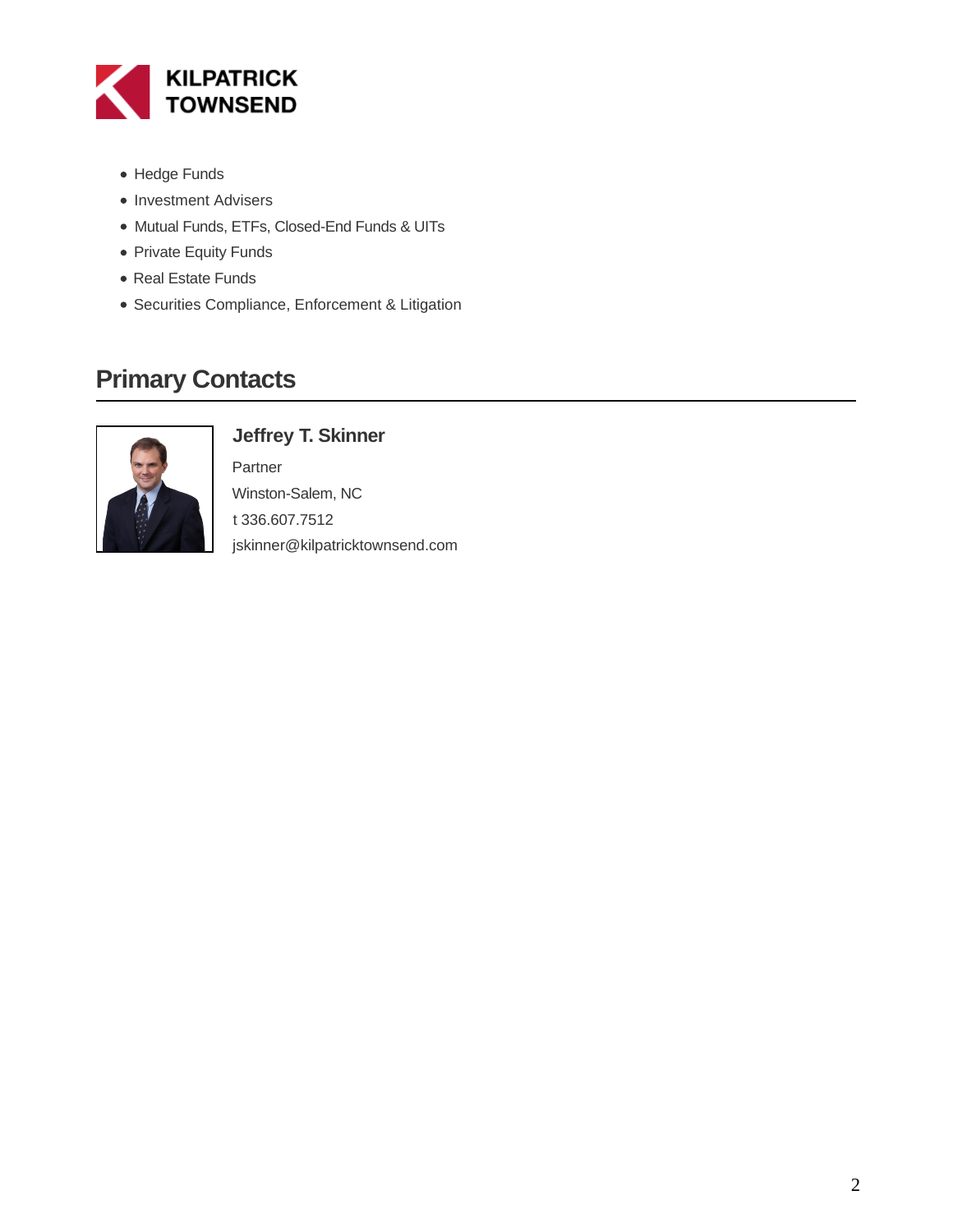- Hedge Funds
- Investment Advisers
- Mutual Funds, ETFs, Closed-End Funds & UITs
- Private Equity Funds
- Real Estate Funds
- Securities Compliance, Enforcement & Litigation

## Primary Contacts

### Jeffrey T. Skinner

Partner

Winston-Salem, NC

t 336.607.7512

jskinner@kilpatricktownsend.com